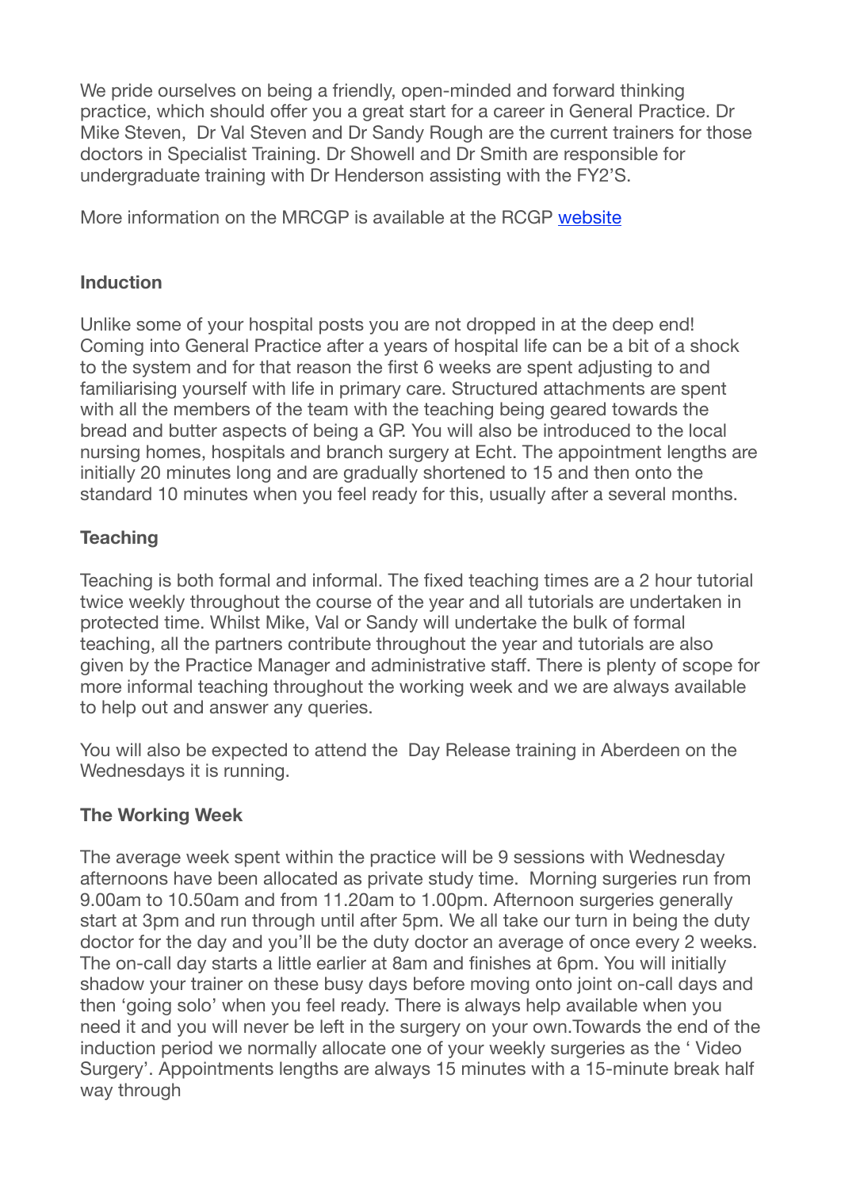We pride ourselves on being a friendly, open-minded and forward thinking practice, which should offer you a great start for a career in General Practice. Dr Mike Steven, Dr Val Steven and Dr Sandy Rough are the current trainers for those doctors in Specialist Training. Dr Showell and Dr Smith are responsible for undergraduate training with Dr Henderson assisting with the FY2'S.

More information on the MRCGP is available at the RCGP [website]

**Induction**

Unlike some of your hospital posts you are not dropped in at the deep end! Coming into General Practice after a years of hospital life can be a bit of a shock to the system and for that reason the first 6 weeks are spent adjusting to and familiarising yourself with life in primary care. Structured attachments are spent with all the members of the team with the teaching being geared towards the bread and butter aspects of being a GP. You will also be introduced to the local nursing homes, hospitals and branch surgery at Echt. The appointment lengths are initially 20 minutes long and are gradually shortened to 15 and then onto the standard 10 minutes when you feel ready for this, usually after a several months.

**Teaching**

Teaching is both formal and informal. The fixed teaching times are a 2 hour tutorial twice weekly throughout the course of the year and all tutorials are undertaken in protected time. Whilst Mike, Val or Sandy will undertake the bulk of formal teaching, all the partners contribute throughout the year and tutorials are also given by the Practice Manager and administrative staff. There is plenty of scope for more informal teaching throughout the working week and we are always available to help out and answer any queries.

You will also be expected to attend the Day Release training in Aberdeen on the Wednesdays it is running.

**The Working Week**

The average week spent within the practice will be 9 sessions with Wednesday afternoons have been allocated as private study time. Morning surgeries run from 9.00am to 10.50am and from 11.20am to 1.00pm. Afternoon surgeries generally start at 3pm and run through until after 5pm. We all take our turn in being the duty doctor for the day and you'll be the duty doctor an average of once every 2 weeks. The on-call day starts a little earlier at 8am and finishes at 6pm. You will initially shadow your trainer on these busy days before moving onto joint on-call days and then 'going solo' when you feel ready. There is always help available when you need it and you will never be left in the surgery on your own.Towards the end of the induction period we normally allocate one of your weekly surgeries as the ' Video Surgery'. Appointments lengths are always 15 minutes with a 15-minute break half way through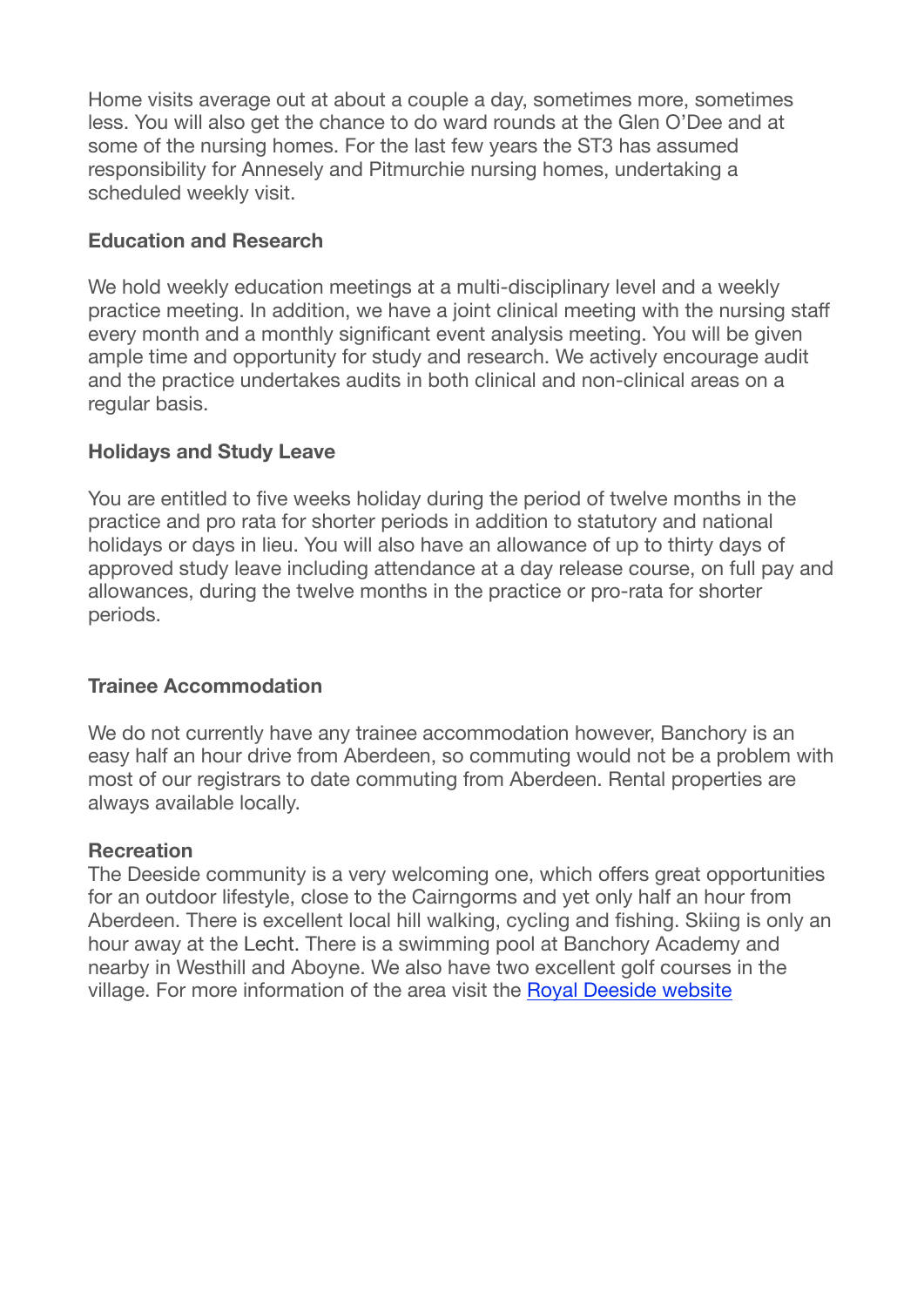Home visits average out at about a couple a day, sometimes more, sometimes less. You will also get the chance to do ward rounds at the Glen O'Dee and at some of the nursing homes. For the last few years the ST3 has assumed responsibility for Annesely and Pitmurchie nursing homes, undertaking a scheduled weekly visit.

**Education and Research**

We hold weekly education meetings at a multi-disciplinary level and a weekly practice meeting. In addition, we have a joint clinical meeting with the nursing staff every month and a monthly significant event analysis meeting. You will be given ample time and opportunity for study and research. We actively encourage audit and the practice undertakes audits in both clinical and non-clinical areas on a regular basis.

**Holidays and Study Leave**

You are entitled to five weeks holiday during the period of twelve months in the practice and pro rata for shorter periods in addition to statutory and national holidays or days in lieu. You will also have an allowance of up to thirty days of approved study leave including attendance at a day release course, on full pay and allowances, during the twelve months in the practice or pro-rata for shorter periods.

**Trainee Accommodation**

We do not currently have any trainee accommodation however, Banchory is an easy half an hour drive from Aberdeen, so commuting would not be a problem with most of our registrars to date commuting from Aberdeen. Rental properties are always available locally.

**Recreation**

The Deeside community is a very welcoming one, which offers great opportunities for an outdoor lifestyle, close to the Cairngorms and yet only half an hour from Aberdeen. There is excellent local hill walking, cycling and fishing. Skiing is only an hour away at the Lecht. There is a swimming pool at Banchory Academy and nearby in Westhill and Aboyne. We also have two excellent golf courses in the village. For more information of the area visit the Royal Deeside website